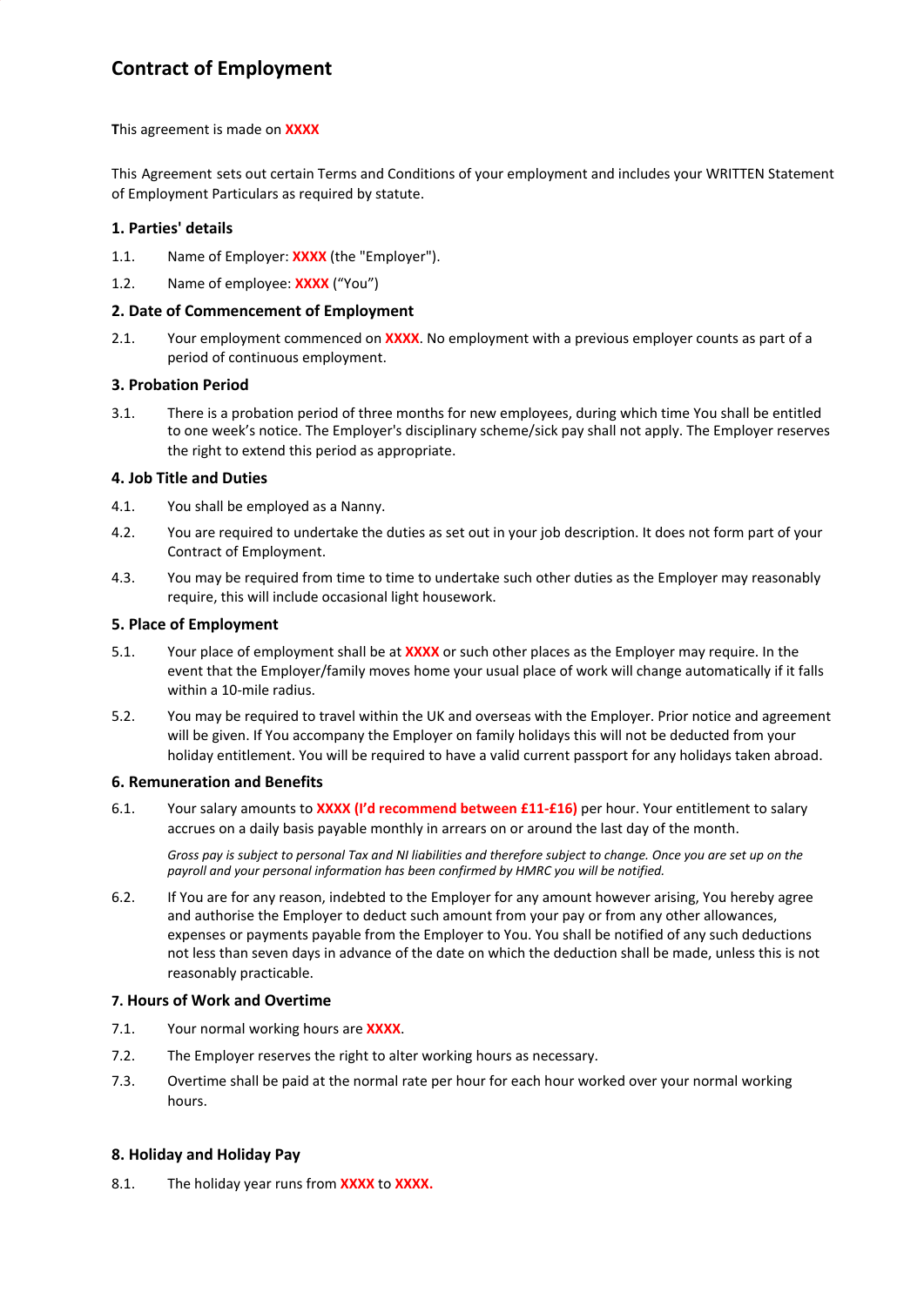# Contract of Employment

This agreement is made on **XXXX**

This Agreement sets out certain Terms and Conditions of your employment and includes your WRITTEN Statement of Employment Particulars as required by statute.

## 1. Parties' details

1.1. Name of Employer: **XXXX** (the "Employer").

1.2. Name of employee: **XXXX** ("You")

## 2. Date of Commencement of Employment

2.1. Your employment commenced on **XXXX**. No employment with a previous employer counts as part of a period of continuous employment.

## 3. Probation Period

3.1. There is a probation period of three months for new employees, during which time You shall be entitled to one week's notice. The Employer's disciplinary scheme/sick pay shall not apply. The Employer reserves the right to extend this period as appropriate.

## 4. Job Title and Duties

4.1. You shall be employed as a Nanny.

4.2. You are required to undertake the duties as set out in your job description. It does not form part of your Contract of Employment.

4.3. You may be required from time to time to undertake such other duties as the Employer may reasonably require, this will include occasional light housework.

## 5. Place of Employment

5.1. Your place of employment shall be at **XXXX** or such other places as the Employer may require. In the event that the Employer/family moves home your usual place of work will change automatically if it falls within a 10-mile radius.

5.2. You may be required to travel within the UK and overseas with the Employer. Prior notice and agreement will be given. If You accompany the Employer on family holidays this will not be deducted from your holiday entitlement. You will be required to have a valid current passport for any holidays taken abroad.

## 6. Remuneration and Benefits

6.1. Your salary amounts to **XXXX (I'd recommend between £11-£16)** per hour. Your entitlement to salary accrues on a daily basis payable monthly in arrears on or around the last day of the month.

*Gross pay is subject to personal Tax and NI liabilities and therefore subject to change. Once you are set up on the payroll and your personal information has been confirmed by HMRC you will be notified.*

6.2. If You are for any reason, indebted to the Employer for any amount however arising, You hereby agree and authorise the Employer to deduct such amount from your pay or from any other allowances, expenses or payments payable from the Employer to You. You shall be notified of any such deductions not less than seven days in advance of the date on which the deduction shall be made, unless this is not reasonably practicable.

## 7. Hours of Work and Overtime

7.1. Your normal working hours are **XXXX**.

7.2. The Employer reserves the right to alter working hours as necessary.

7.3. Overtime shall be paid at the normal rate per hour for each hour worked over your normal working hours.

## 8. Holiday and Holiday Pay

8.1. The holiday year runs from **XXXX** to **XXXX.**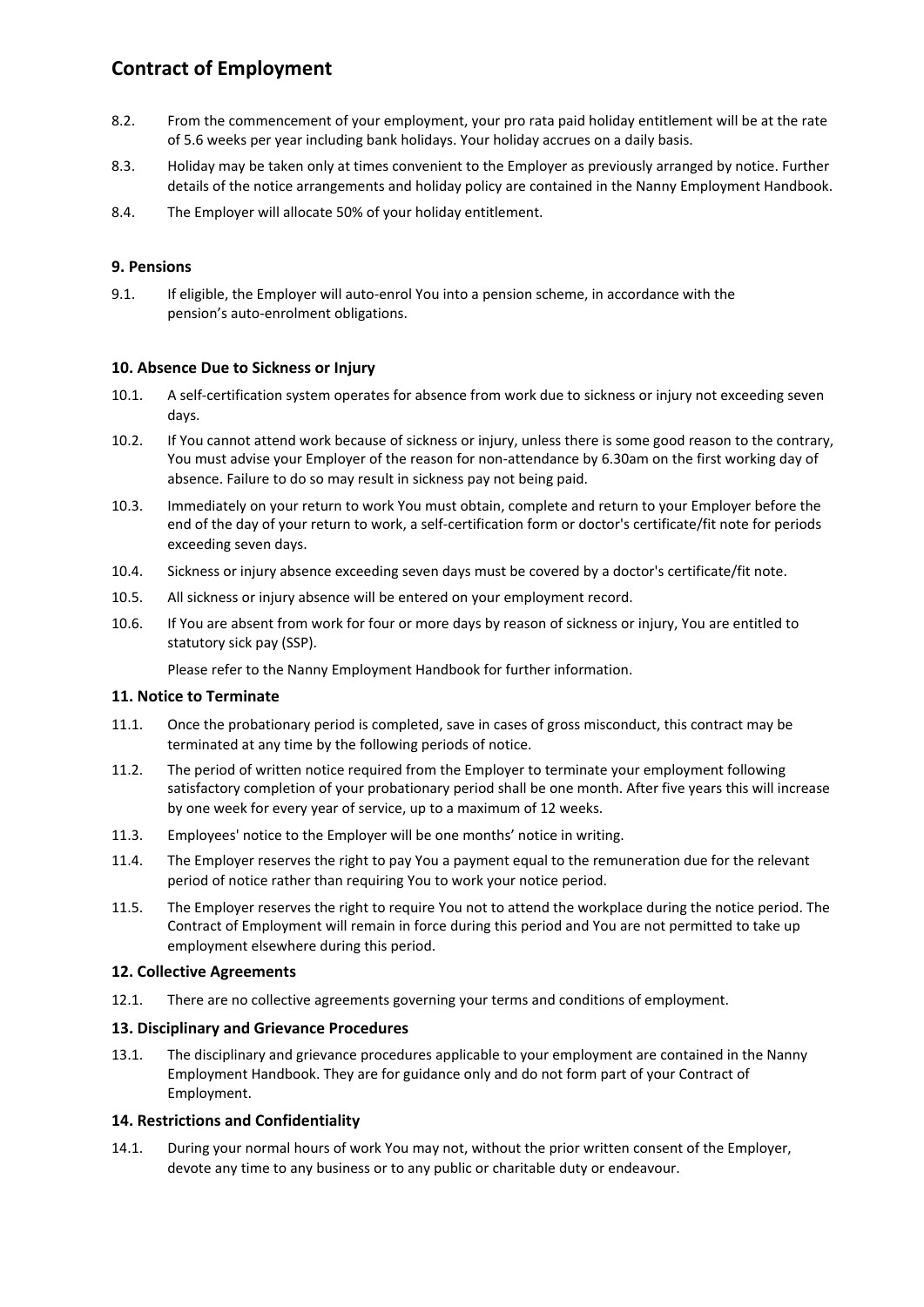8.2. From the commencement of your employment, your pro rata paid holiday entitlement will be at the rate of 5.6 weeks per year including bank holidays. Your holiday accrues on a daily basis.

8.3. Holiday may be taken only at times convenient to the Employer as previously arranged by notice. Further details of the notice arrangements and holiday policy are contained in the Nanny Employment Handbook.

8.4. The Employer will allocate 50% of your holiday entitlement.

### 9. Pensions

9.1. If eligible, the Employer will auto-enrol You into a pension scheme, in accordance with the pension's auto-enrolment obligations.

### 10. Absence Due to Sickness or Injury

10.1. A self-certification system operates for absence from work due to sickness or injury not exceeding seven days.

10.2. If You cannot attend work because of sickness or injury, unless there is some good reason to the contrary, You must advise your Employer of the reason for non-attendance by 6.30am on the first working day of absence. Failure to do so may result in sickness pay not being paid.

10.3. Immediately on your return to work You must obtain, complete and return to your Employer before the end of the day of your return to work, a self-certification form or doctor's certificate/fit note for periods exceeding seven days.

10.4. Sickness or injury absence exceeding seven days must be covered by a doctor's certificate/fit note.

10.5. All sickness or injury absence will be entered on your employment record.

10.6. If You are absent from work for four or more days by reason of sickness or injury, You are entitled to statutory sick pay (SSP).

Please refer to the Nanny Employment Handbook for further information.

### 11. Notice to Terminate

11.1. Once the probationary period is completed, save in cases of gross misconduct, this contract may be terminated at any time by the following periods of notice.

11.2. The period of written notice required from the Employer to terminate your employment following satisfactory completion of your probationary period shall be one month. After five years this will increase by one week for every year of service, up to a maximum of 12 weeks.

11.3. Employees' notice to the Employer will be one months' notice in writing.

11.4. The Employer reserves the right to pay You a payment equal to the remuneration due for the relevant period of notice rather than requiring You to work your notice period.

11.5. The Employer reserves the right to require You not to attend the workplace during the notice period. The Contract of Employment will remain in force during this period and You are not permitted to take up employment elsewhere during this period.

### 12. Collective Agreements

12.1. There are no collective agreements governing your terms and conditions of employment.

### 13. Disciplinary and Grievance Procedures

13.1. The disciplinary and grievance procedures applicable to your employment are contained in the Nanny Employment Handbook. They are for guidance only and do not form part of your Contract of Employment.

### 14. Restrictions and Confidentiality

14.1. During your normal hours of work You may not, without the prior written consent of the Employer, devote any time to any business or to any public or charitable duty or endeavour.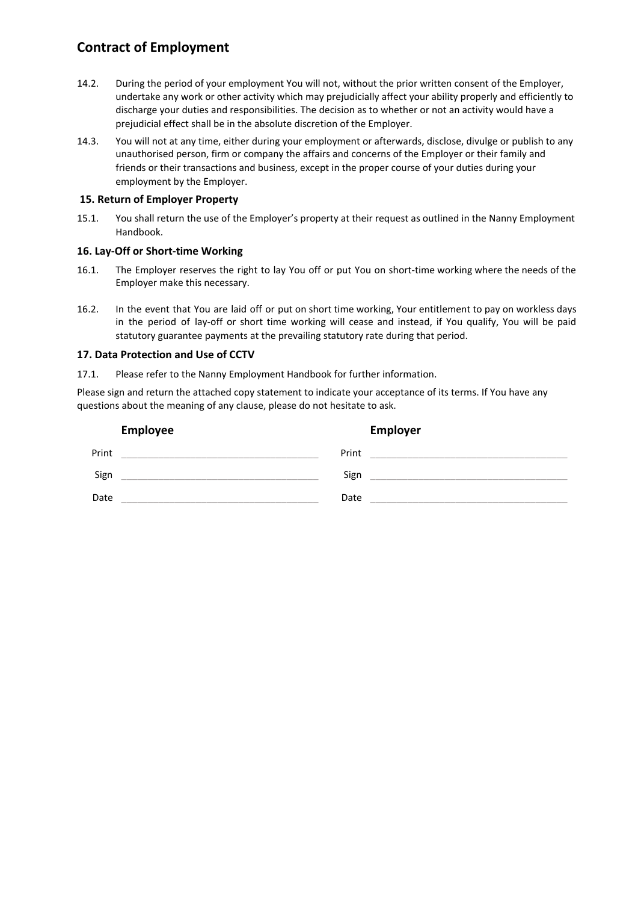14.2. During the period of your employment You will not, without the prior written consent of the Employer, undertake any work or other activity which may prejudicially affect your ability properly and efficiently to discharge your duties and responsibilities. The decision as to whether or not an activity would have a prejudicial effect shall be in the absolute discretion of the Employer.

14.3. You will not at any time, either during your employment or afterwards, disclose, divulge or publish to any unauthorised person, firm or company the affairs and concerns of the Employer or their family and friends or their transactions and business, except in the proper course of your duties during your employment by the Employer.

### 15. Return of Employer Property

15.1. You shall return the use of the Employer's property at their request as outlined in the Nanny Employment Handbook.

### 16. Lay-Off or Short-time Working

16.1. The Employer reserves the right to lay You off or put You on short-time working where the needs of the Employer make this necessary.

16.2. In the event that You are laid off or put on short time working, Your entitlement to pay on workless days in the period of lay-off or short time working will cease and instead, if You qualify, You will be paid statutory guarantee payments at the prevailing statutory rate during that period.

### 17. Data Protection and Use of CCTV

17.1. Please refer to the Nanny Employment Handbook for further information.

Please sign and return the attached copy statement to indicate your acceptance of its terms. If You have any questions about the meaning of any clause, please do not hesitate to ask.

| | **Employee** | | **Employer** |
|---|---|---|---|
| Print | | Print | |
| Sign | | Sign | |
| Date | | Date | |